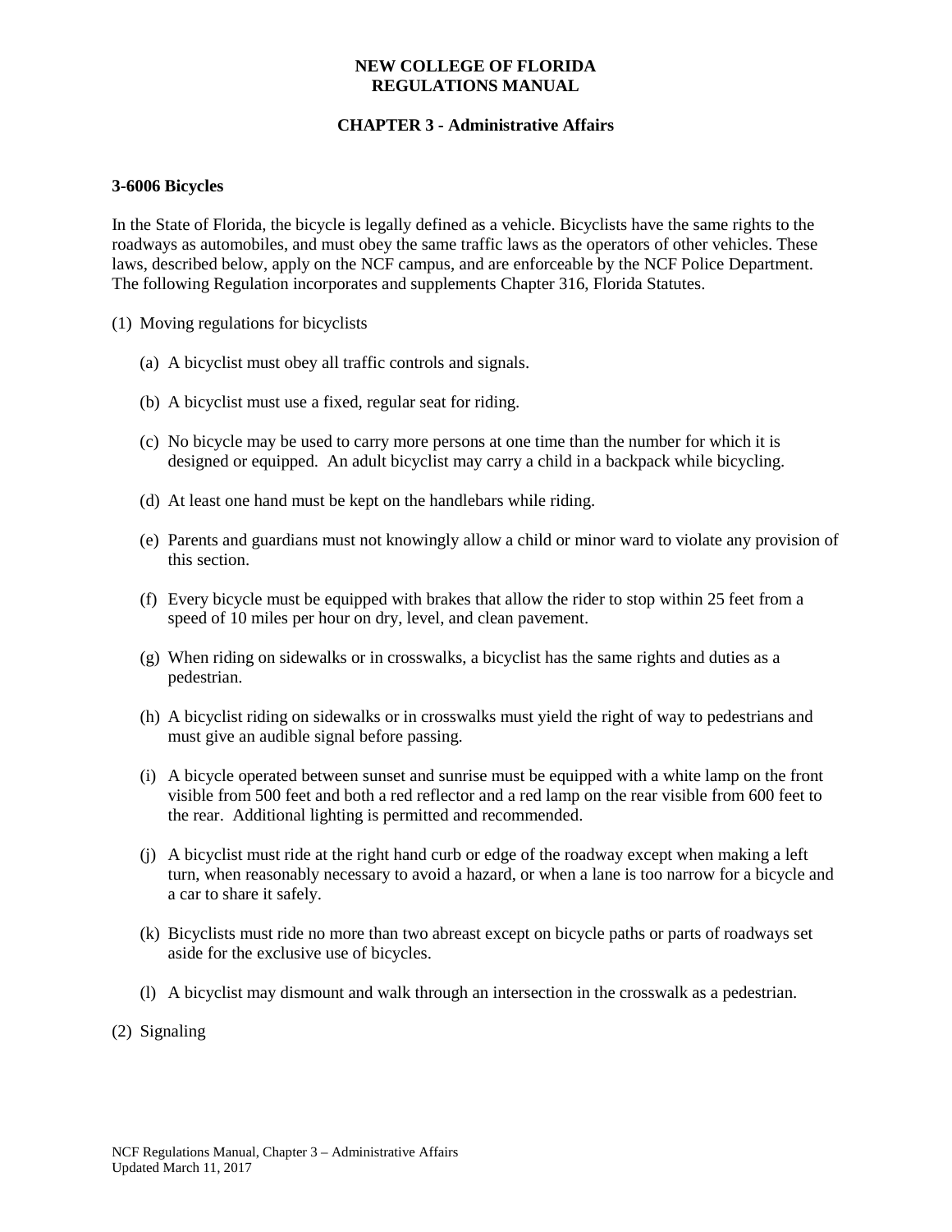# NEW COLLEGE OF FLORIDA REGULATIONS MANUAL

## CHAPTER 3 - Administrative Affairs

### 3-6006 Bicycles

In the State of Florida, the bicycle is legally defined as a vehicle. Bicyclists have the same rights to the roadways as automobiles, and must obey the same traffic laws as the operators of other vehicles. These laws, described below, apply on the NCF campus, and are enforceable by the NCF Police Department. The following Regulation incorporates and supplements Chapter 316, Florida Statutes.

(1) Moving regulations for bicyclists

- (a) A bicyclist must obey all traffic controls and signals.
- (b) A bicyclist must use a fixed, regular seat for riding.
- (c) No bicycle may be used to carry more persons at one time than the number for which it is designed or equipped. An adult bicyclist may carry a child in a backpack while bicycling.
- (d) At least one hand must be kept on the handlebars while riding.
- (e) Parents and guardians must not knowingly allow a child or minor ward to violate any provision of this section.
- (f) Every bicycle must be equipped with brakes that allow the rider to stop within 25 feet from a speed of 10 miles per hour on dry, level, and clean pavement.
- (g) When riding on sidewalks or in crosswalks, a bicyclist has the same rights and duties as a pedestrian.
- (h) A bicyclist riding on sidewalks or in crosswalks must yield the right of way to pedestrians and must give an audible signal before passing.
- (i) A bicycle operated between sunset and sunrise must be equipped with a white lamp on the front visible from 500 feet and both a red reflector and a red lamp on the rear visible from 600 feet to the rear. Additional lighting is permitted and recommended.
- (j) A bicyclist must ride at the right hand curb or edge of the roadway except when making a left turn, when reasonably necessary to avoid a hazard, or when a lane is too narrow for a bicycle and a car to share it safely.
- (k) Bicyclists must ride no more than two abreast except on bicycle paths or parts of roadways set aside for the exclusive use of bicycles.
- (l) A bicyclist may dismount and walk through an intersection in the crosswalk as a pedestrian.

(2) Signaling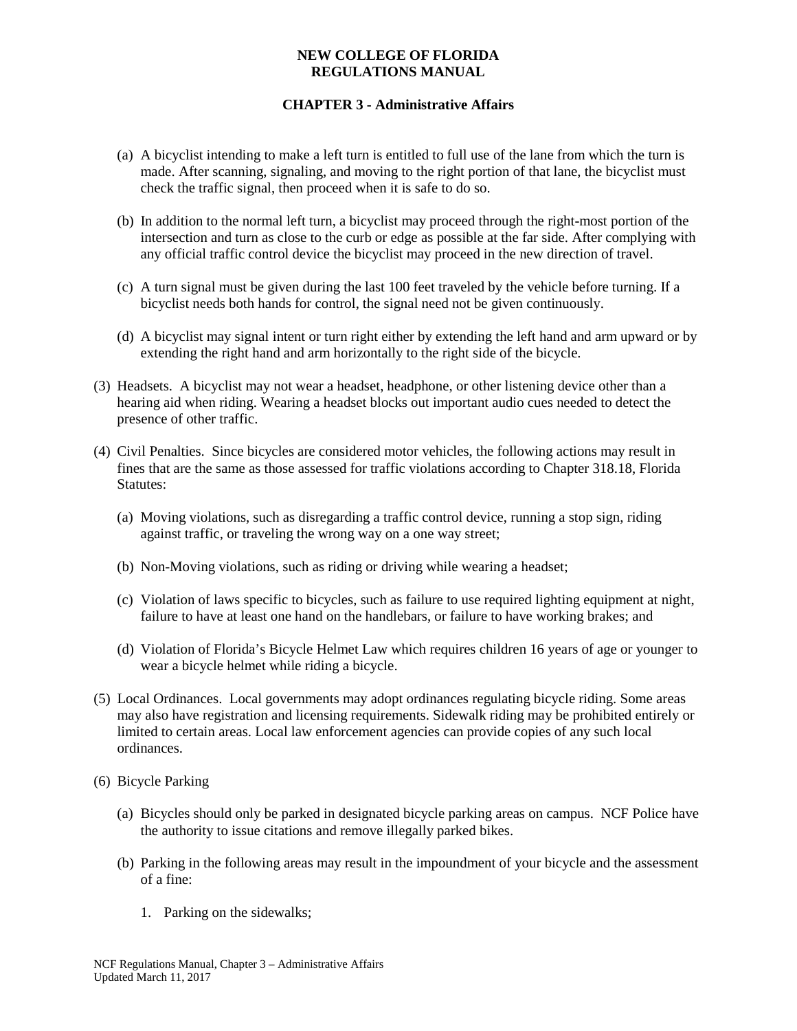(a) A bicyclist intending to make a left turn is entitled to full use of the lane from which the turn is made. After scanning, signaling, and moving to the right portion of that lane, the bicyclist must check the traffic signal, then proceed when it is safe to do so.

(b) In addition to the normal left turn, a bicyclist may proceed through the right-most portion of the intersection and turn as close to the curb or edge as possible at the far side. After complying with any official traffic control device the bicyclist may proceed in the new direction of travel.

(c) A turn signal must be given during the last 100 feet traveled by the vehicle before turning. If a bicyclist needs both hands for control, the signal need not be given continuously.

(d) A bicyclist may signal intent or turn right either by extending the left hand and arm upward or by extending the right hand and arm horizontally to the right side of the bicycle.

(3) Headsets. A bicyclist may not wear a headset, headphone, or other listening device other than a hearing aid when riding. Wearing a headset blocks out important audio cues needed to detect the presence of other traffic.

(4) Civil Penalties. Since bicycles are considered motor vehicles, the following actions may result in fines that are the same as those assessed for traffic violations according to Chapter 318.18, Florida Statutes:

(a) Moving violations, such as disregarding a traffic control device, running a stop sign, riding against traffic, or traveling the wrong way on a one way street;

(b) Non-Moving violations, such as riding or driving while wearing a headset;

(c) Violation of laws specific to bicycles, such as failure to use required lighting equipment at night, failure to have at least one hand on the handlebars, or failure to have working brakes; and

(d) Violation of Florida's Bicycle Helmet Law which requires children 16 years of age or younger to wear a bicycle helmet while riding a bicycle.

(5) Local Ordinances. Local governments may adopt ordinances regulating bicycle riding. Some areas may also have registration and licensing requirements. Sidewalk riding may be prohibited entirely or limited to certain areas. Local law enforcement agencies can provide copies of any such local ordinances.

(6) Bicycle Parking

(a) Bicycles should only be parked in designated bicycle parking areas on campus. NCF Police have the authority to issue citations and remove illegally parked bikes.

(b) Parking in the following areas may result in the impoundment of your bicycle and the assessment of a fine:

1. Parking on the sidewalks;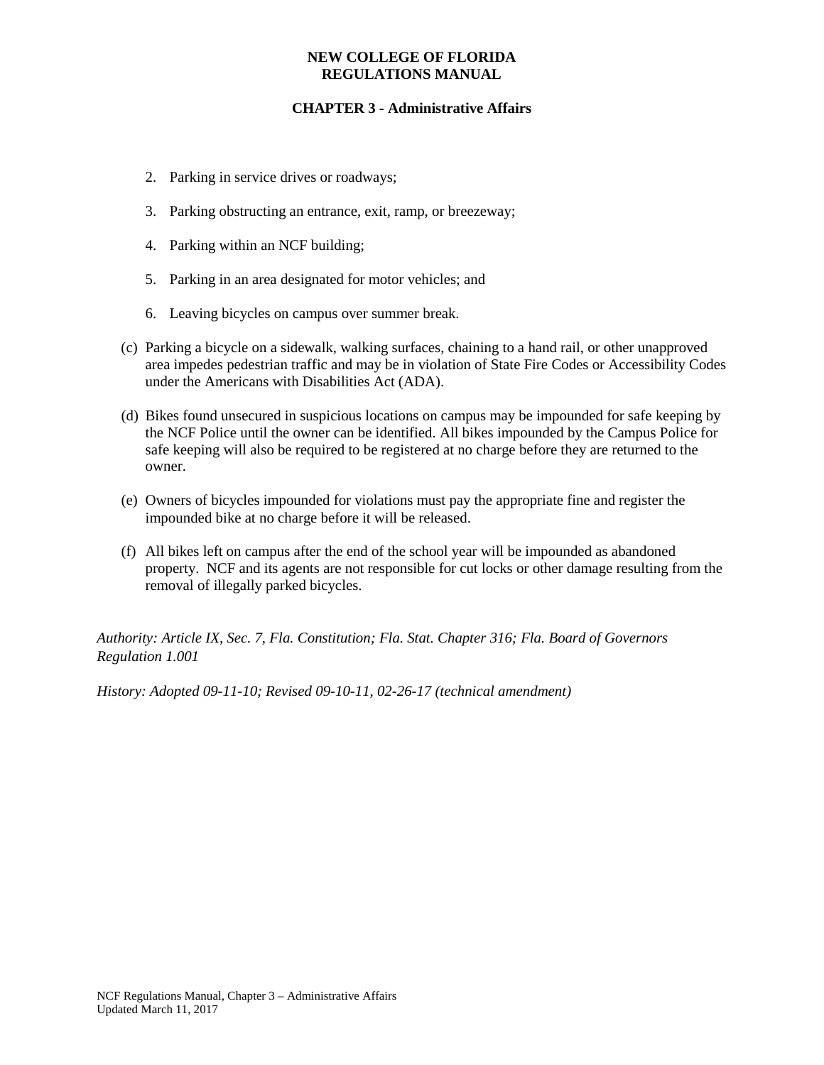2. Parking in service drives or roadways;

3. Parking obstructing an entrance, exit, ramp, or breezeway;

4. Parking within an NCF building;

5. Parking in an area designated for motor vehicles; and

6. Leaving bicycles on campus over summer break.

(c) Parking a bicycle on a sidewalk, walking surfaces, chaining to a hand rail, or other unapproved area impedes pedestrian traffic and may be in violation of State Fire Codes or Accessibility Codes under the Americans with Disabilities Act (ADA).

(d) Bikes found unsecured in suspicious locations on campus may be impounded for safe keeping by the NCF Police until the owner can be identified. All bikes impounded by the Campus Police for safe keeping will also be required to be registered at no charge before they are returned to the owner.

(e) Owners of bicycles impounded for violations must pay the appropriate fine and register the impounded bike at no charge before it will be released.

(f) All bikes left on campus after the end of the school year will be impounded as abandoned property. NCF and its agents are not responsible for cut locks or other damage resulting from the removal of illegally parked bicycles.

*Authority: Article IX, Sec. 7, Fla. Constitution; Fla. Stat. Chapter 316; Fla. Board of Governors Regulation 1.001*

*History: Adopted 09-11-10; Revised 09-10-11, 02-26-17 (technical amendment)*